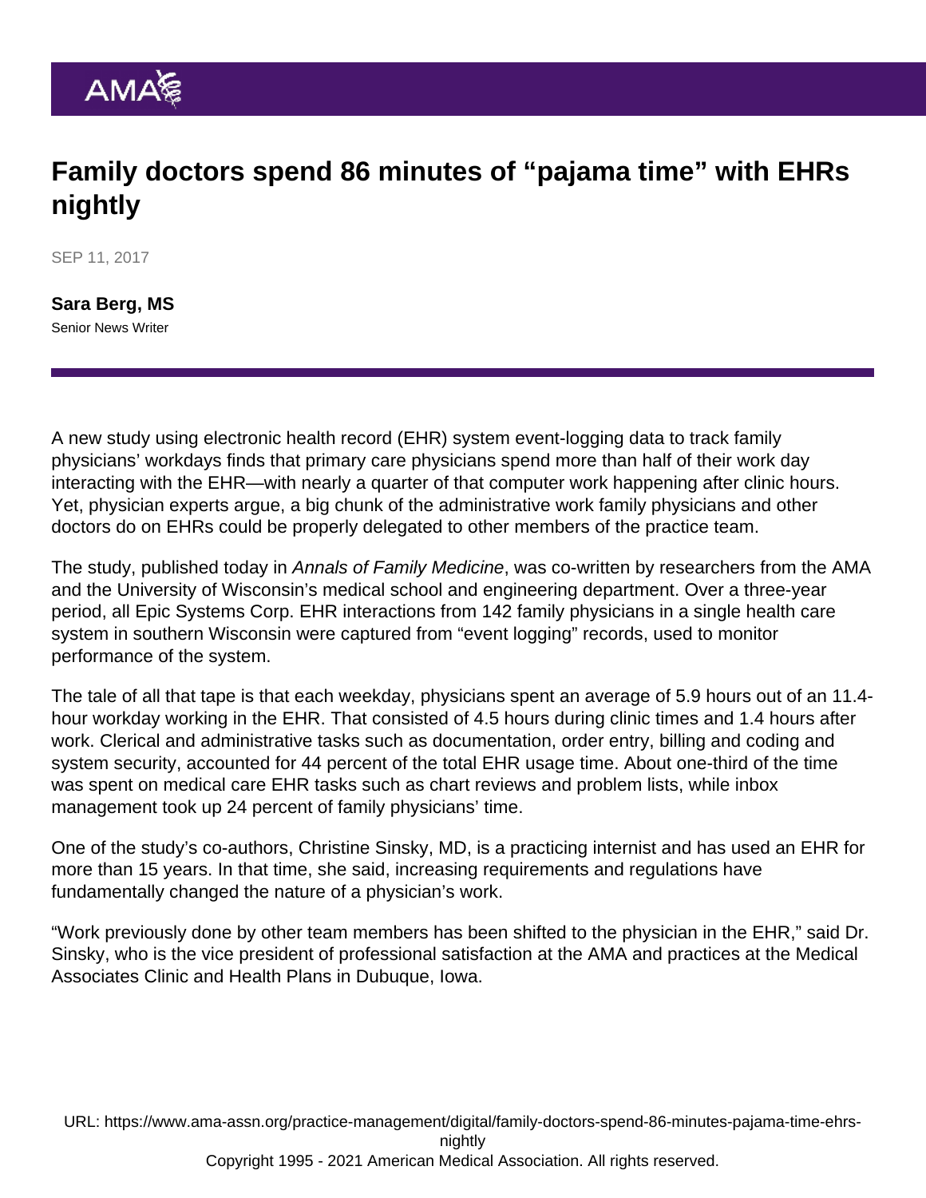# Family doctors spend 86 minutes of "pajama time" with EHRs nightly

SEP 11, 2017

**Sara Berg, MS**
Senior News Writer

A new study using electronic health record (EHR) system event-logging data to track family physicians' workdays finds that primary care physicians spend more than half of their work day interacting with the EHR—with nearly a quarter of that computer work happening after clinic hours. Yet, physician experts argue, a big chunk of the administrative work family physicians and other doctors do on EHRs could be properly delegated to other members of the practice team.

The study, published today in *Annals of Family Medicine*, was co-written by researchers from the AMA and the University of Wisconsin's medical school and engineering department. Over a three-year period, all Epic Systems Corp. EHR interactions from 142 family physicians in a single health care system in southern Wisconsin were captured from "event logging" records, used to monitor performance of the system.

The tale of all that tape is that each weekday, physicians spent an average of 5.9 hours out of an 11.4-hour workday working in the EHR. That consisted of 4.5 hours during clinic times and 1.4 hours after work. Clerical and administrative tasks such as documentation, order entry, billing and coding and system security, accounted for 44 percent of the total EHR usage time. About one-third of the time was spent on medical care EHR tasks such as chart reviews and problem lists, while inbox management took up 24 percent of family physicians' time.

One of the study's co-authors, Christine Sinsky, MD, is a practicing internist and has used an EHR for more than 15 years. In that time, she said, increasing requirements and regulations have fundamentally changed the nature of a physician's work.

"Work previously done by other team members has been shifted to the physician in the EHR," said Dr. Sinsky, who is the vice president of professional satisfaction at the AMA and practices at the Medical Associates Clinic and Health Plans in Dubuque, Iowa.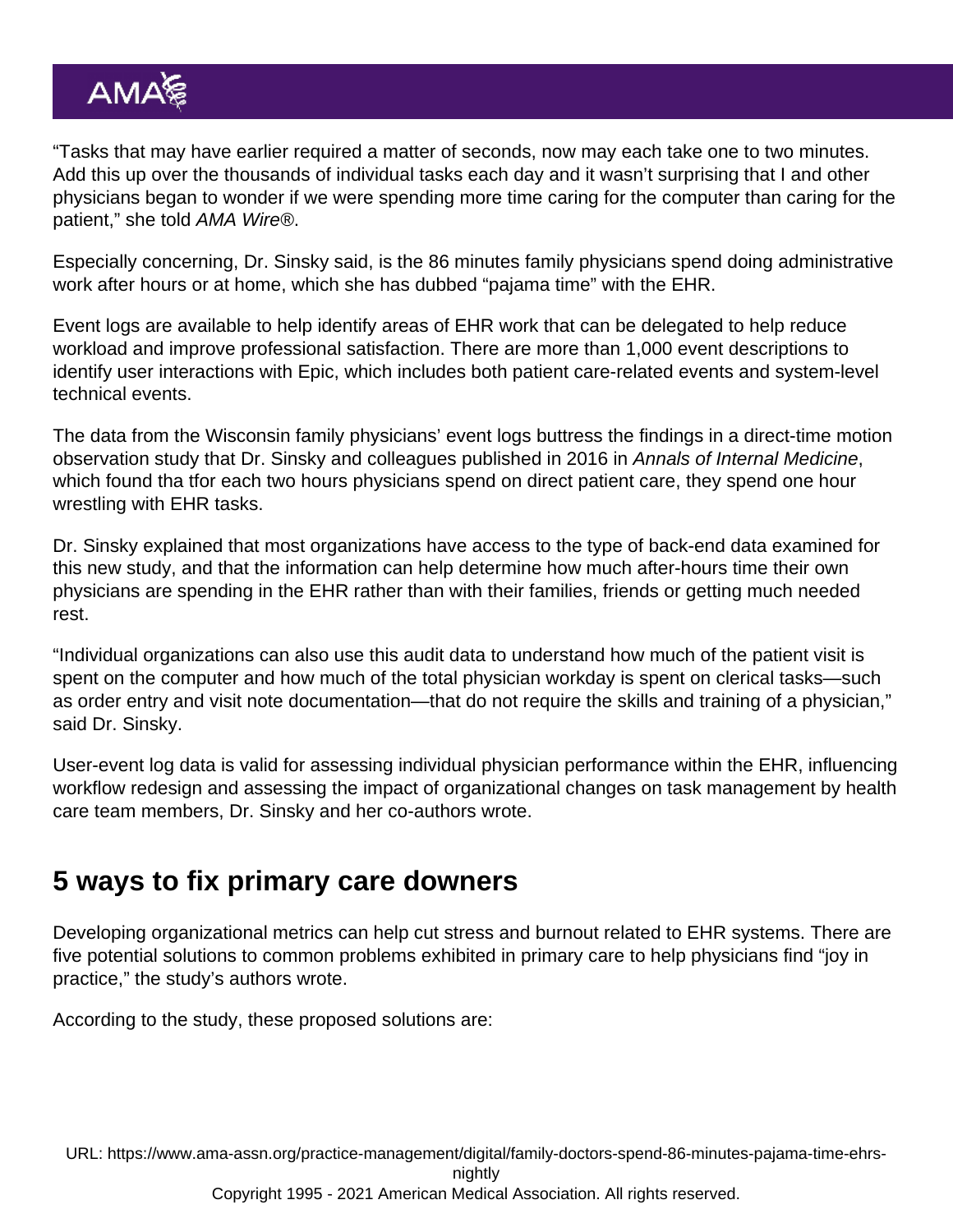"Tasks that may have earlier required a matter of seconds, now may each take one to two minutes. Add this up over the thousands of individual tasks each day and it wasn't surprising that I and other physicians began to wonder if we were spending more time caring for the computer than caring for the patient," she told *AMA Wire®*.

Especially concerning, Dr. Sinsky said, is the 86 minutes family physicians spend doing administrative work after hours or at home, which she has dubbed "pajama time" with the EHR.

Event logs are available to help identify areas of EHR work that can be delegated to help reduce workload and improve professional satisfaction. There are more than 1,000 event descriptions to identify user interactions with Epic, which includes both patient care-related events and system-level technical events.

The data from the Wisconsin family physicians' event logs buttress the findings in a direct-time motion observation study that Dr. Sinsky and colleagues published in 2016 in *Annals of Internal Medicine*, which found tha tfor each two hours physicians spend on direct patient care, they spend one hour wrestling with EHR tasks.

Dr. Sinsky explained that most organizations have access to the type of back-end data examined for this new study, and that the information can help determine how much after-hours time their own physicians are spending in the EHR rather than with their families, friends or getting much needed rest.

"Individual organizations can also use this audit data to understand how much of the patient visit is spent on the computer and how much of the total physician workday is spent on clerical tasks—such as order entry and visit note documentation—that do not require the skills and training of a physician," said Dr. Sinsky.

User-event log data is valid for assessing individual physician performance within the EHR, influencing workflow redesign and assessing the impact of organizational changes on task management by health care team members, Dr. Sinsky and her co-authors wrote.

## 5 ways to fix primary care downers

Developing organizational metrics can help cut stress and burnout related to EHR systems. There are five potential solutions to common problems exhibited in primary care to help physicians find "joy in practice," the study's authors wrote.

According to the study, these proposed solutions are: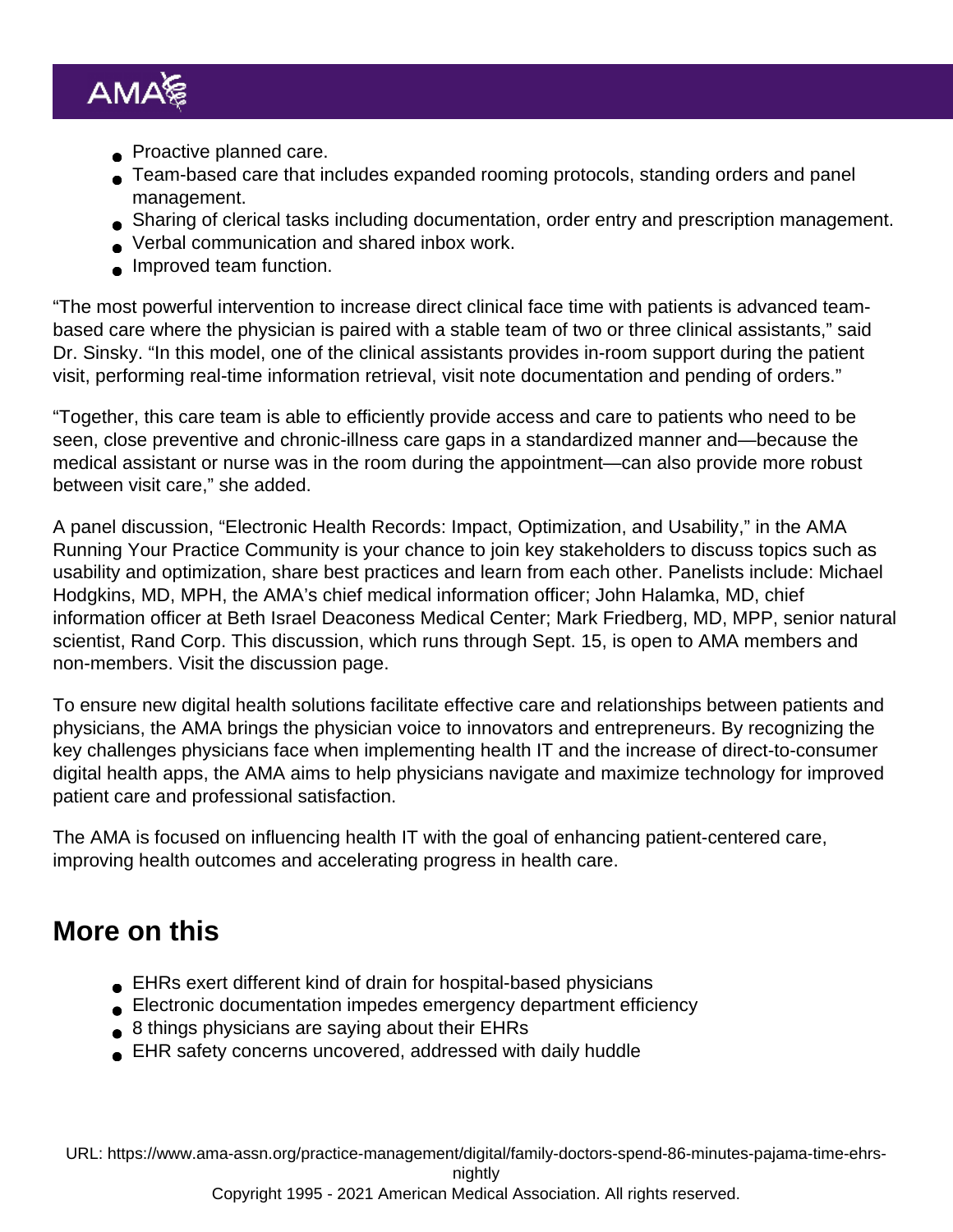- Proactive planned care.
- Team-based care that includes expanded rooming protocols, standing orders and panel management.
- Sharing of clerical tasks including documentation, order entry and prescription management.
- Verbal communication and shared inbox work.
- Improved team function.

"The most powerful intervention to increase direct clinical face time with patients is advanced team-based care where the physician is paired with a stable team of two or three clinical assistants," said Dr. Sinsky. "In this model, one of the clinical assistants provides in-room support during the patient visit, performing real-time information retrieval, visit note documentation and pending of orders."

"Together, this care team is able to efficiently provide access and care to patients who need to be seen, close preventive and chronic-illness care gaps in a standardized manner and—because the medical assistant or nurse was in the room during the appointment—can also provide more robust between visit care," she added.

A panel discussion, "Electronic Health Records: Impact, Optimization, and Usability," in the AMA Running Your Practice Community is your chance to join key stakeholders to discuss topics such as usability and optimization, share best practices and learn from each other. Panelists include: Michael Hodgkins, MD, MPH, the AMA's chief medical information officer; John Halamka, MD, chief information officer at Beth Israel Deaconess Medical Center; Mark Friedberg, MD, MPP, senior natural scientist, Rand Corp. This discussion, which runs through Sept. 15, is open to AMA members and non-members. Visit the discussion page.

To ensure new digital health solutions facilitate effective care and relationships between patients and physicians, the AMA brings the physician voice to innovators and entrepreneurs. By recognizing the key challenges physicians face when implementing health IT and the increase of direct-to-consumer digital health apps, the AMA aims to help physicians navigate and maximize technology for improved patient care and professional satisfaction.

The AMA is focused on influencing health IT with the goal of enhancing patient-centered care, improving health outcomes and accelerating progress in health care.

## More on this

- EHRs exert different kind of drain for hospital-based physicians
- Electronic documentation impedes emergency department efficiency
- 8 things physicians are saying about their EHRs
- EHR safety concerns uncovered, addressed with daily huddle

URL: https://www.ama-assn.org/practice-management/digital/family-doctors-spend-86-minutes-pajama-time-ehrs-nightly

Copyright 1995 - 2021 American Medical Association. All rights reserved.